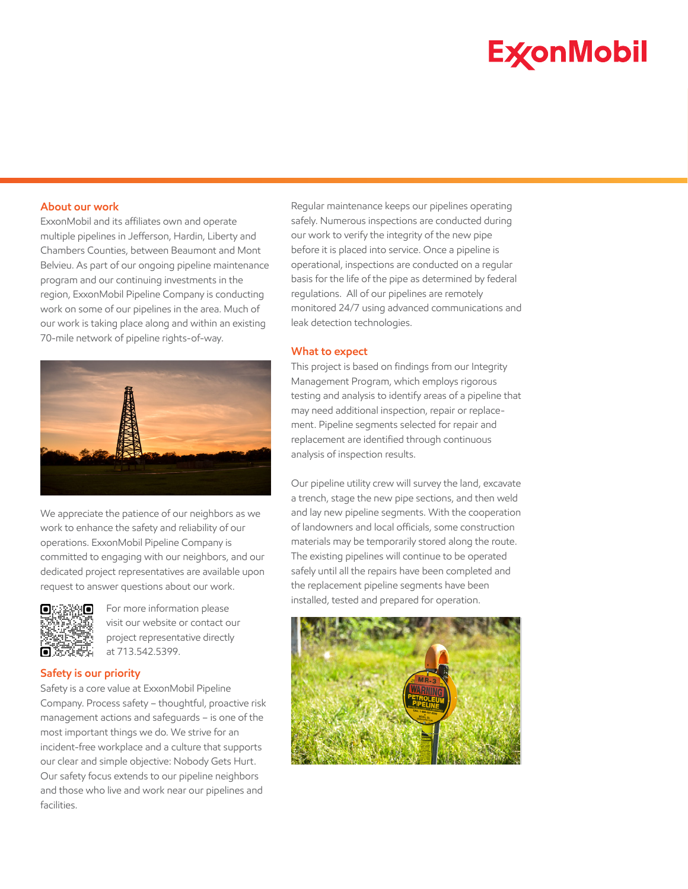## About our work

ExxonMobil and its affiliates own and operate multiple pipelines in Jefferson, Hardin, Liberty and Chambers Counties, between Beaumont and Mont Belvieu. As part of our ongoing pipeline maintenance program and our continuing investments in the region, ExxonMobil Pipeline Company is conducting work on some of our pipelines in the area. Much of our work is taking place along and within an existing 70-mile network of pipeline rights-of-way.

We appreciate the patience of our neighbors as we work to enhance the safety and reliability of our operations. ExxonMobil Pipeline Company is committed to engaging with our neighbors, and our dedicated project representatives are available upon request to answer questions about our work.

For more information please visit our website or contact our project representative directly at 713.542.5399.

## Safety is our priority

Safety is a core value at ExxonMobil Pipeline Company. Process safety – thoughtful, proactive risk management actions and safeguards – is one of the most important things we do. We strive for an incident-free workplace and a culture that supports our clear and simple objective: Nobody Gets Hurt. Our safety focus extends to our pipeline neighbors and those who live and work near our pipelines and facilities.

Regular maintenance keeps our pipelines operating safely. Numerous inspections are conducted during our work to verify the integrity of the new pipe before it is placed into service. Once a pipeline is operational, inspections are conducted on a regular basis for the life of the pipe as determined by federal regulations. All of our pipelines are remotely monitored 24/7 using advanced communications and leak detection technologies.

## What to expect

This project is based on findings from our Integrity Management Program, which employs rigorous testing and analysis to identify areas of a pipeline that may need additional inspection, repair or replacement. Pipeline segments selected for repair and replacement are identified through continuous analysis of inspection results.

Our pipeline utility crew will survey the land, excavate a trench, stage the new pipe sections, and then weld and lay new pipeline segments. With the cooperation of landowners and local officials, some construction materials may be temporarily stored along the route. The existing pipelines will continue to be operated safely until all the repairs have been completed and the replacement pipeline segments have been installed, tested and prepared for operation.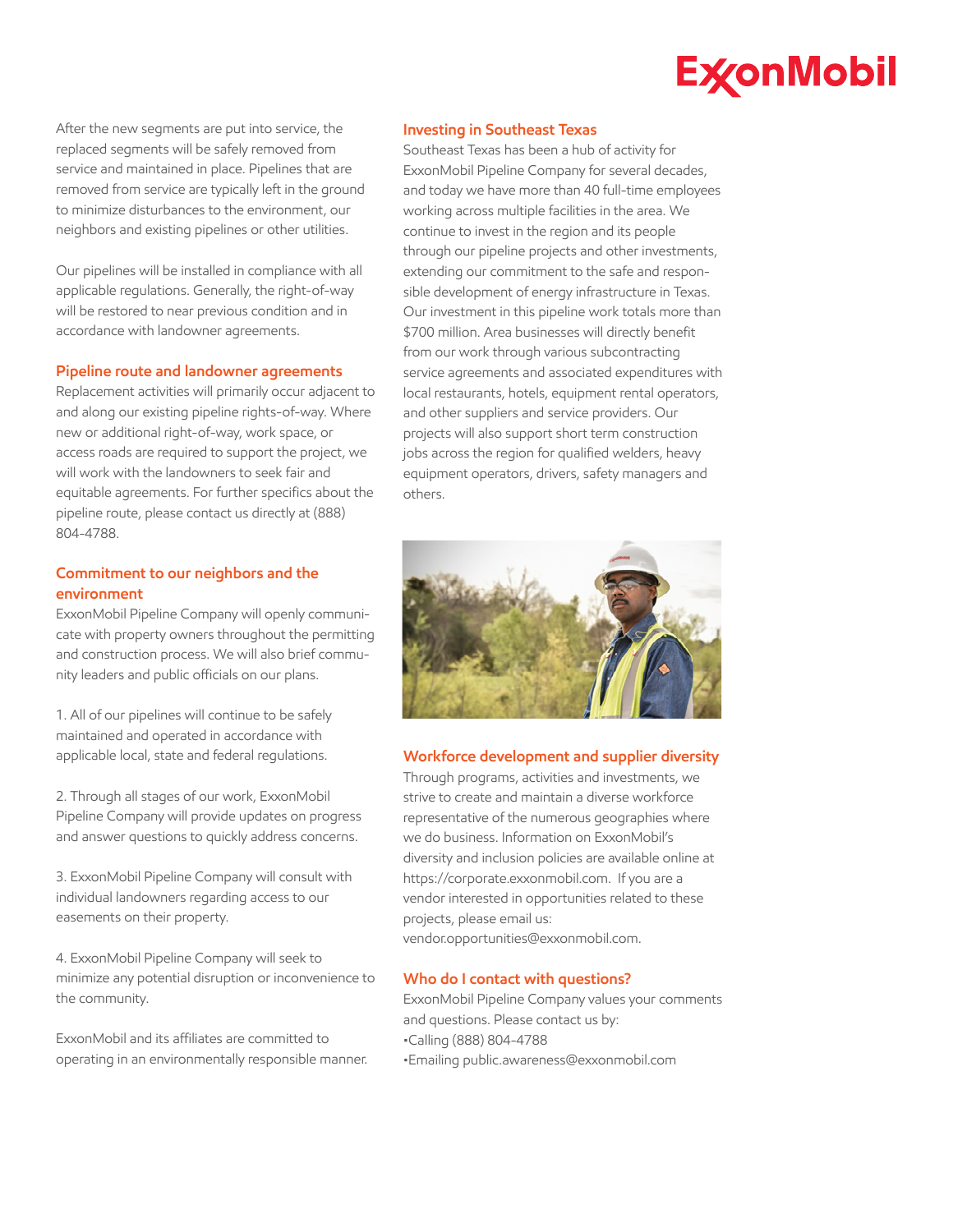After the new segments are put into service, the replaced segments will be safely removed from service and maintained in place. Pipelines that are removed from service are typically left in the ground to minimize disturbances to the environment, our neighbors and existing pipelines or other utilities.

Our pipelines will be installed in compliance with all applicable regulations. Generally, the right-of-way will be restored to near previous condition and in accordance with landowner agreements.

## Pipeline route and landowner agreements

Replacement activities will primarily occur adjacent to and along our existing pipeline rights-of-way. Where new or additional right-of-way, work space, or access roads are required to support the project, we will work with the landowners to seek fair and equitable agreements. For further specifics about the pipeline route, please contact us directly at (888) 804-4788.

## Commitment to our neighbors and the environment

ExxonMobil Pipeline Company will openly communicate with property owners throughout the permitting and construction process. We will also brief community leaders and public officials on our plans.

1. All of our pipelines will continue to be safely maintained and operated in accordance with applicable local, state and federal regulations.

2. Through all stages of our work, ExxonMobil Pipeline Company will provide updates on progress and answer questions to quickly address concerns.

3. ExxonMobil Pipeline Company will consult with individual landowners regarding access to our easements on their property.

4. ExxonMobil Pipeline Company will seek to minimize any potential disruption or inconvenience to the community.

ExxonMobil and its affiliates are committed to operating in an environmentally responsible manner.

## Investing in Southeast Texas

Southeast Texas has been a hub of activity for ExxonMobil Pipeline Company for several decades, and today we have more than 40 full-time employees working across multiple facilities in the area. We continue to invest in the region and its people through our pipeline projects and other investments, extending our commitment to the safe and responsible development of energy infrastructure in Texas. Our investment in this pipeline work totals more than $700 million. Area businesses will directly benefit from our work through various subcontracting service agreements and associated expenditures with local restaurants, hotels, equipment rental operators, and other suppliers and service providers. Our projects will also support short term construction jobs across the region for qualified welders, heavy equipment operators, drivers, safety managers and others.

## Workforce development and supplier diversity

Through programs, activities and investments, we strive to create and maintain a diverse workforce representative of the numerous geographies where we do business. Information on ExxonMobil's diversity and inclusion policies are available online at https://corporate.exxonmobil.com. If you are a vendor interested in opportunities related to these projects, please email us: vendor.opportunities@exxonmobil.com.

## Who do I contact with questions?

ExxonMobil Pipeline Company values your comments and questions. Please contact us by:

- Calling (888) 804-4788
- Emailing public.awareness@exxonmobil.com